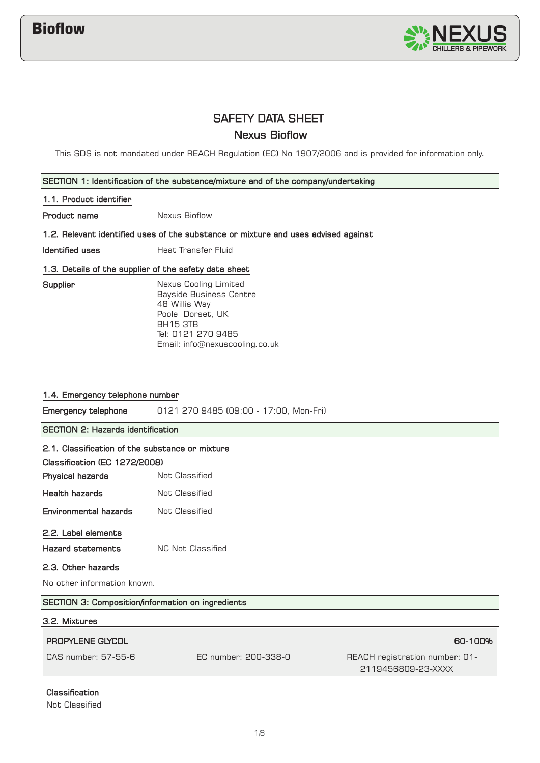# SAFETY DATA SHEET

## Nexus Bioflow

This SDS is not mandated under REACH Regulation (EC) No 1907/2006 and is provided for information only.

## SECTION 1: Identification of the substance/mixture and of the company/undertaking

### 1.1. Product identifier

**Product name** Nexus Bioflow

### 1.2. Relevant identified uses of the substance or mixture and uses advised against

**Identified uses** Heat Transfer Fluid

### 1.3. Details of the supplier of the safety data sheet

**Supplier**
Nexus Cooling Limited
Bayside Business Centre
48 Willis Way
Poole Dorset, UK
BH15 3TB
Tel: 0121 270 9485
Email: info@nexuscooling.co.uk

### 1.4. Emergency telephone number

**Emergency telephone** 0121 270 9485 (09:00 - 17:00, Mon-Fri)

## SECTION 2: Hazards identification

### 2.1. Classification of the substance or mixture

**Classification (EC 1272/2008)**

**Physical hazards** Not Classified

**Health hazards** Not Classified

**Environmental hazards** Not Classified

### 2.2. Label elements

**Hazard statements** NC Not Classified

### 2.3. Other hazards

No other information known.

## SECTION 3: Composition/information on ingredients

### 3.2. Mixtures

| PROPYLENE GLYCOL | | 60-100% |
|---|---|---|
| CAS number: 57-55-6 | EC number: 200-338-0 | REACH registration number: 01-2119456809-23-XXXX |

**Classification**
Not Classified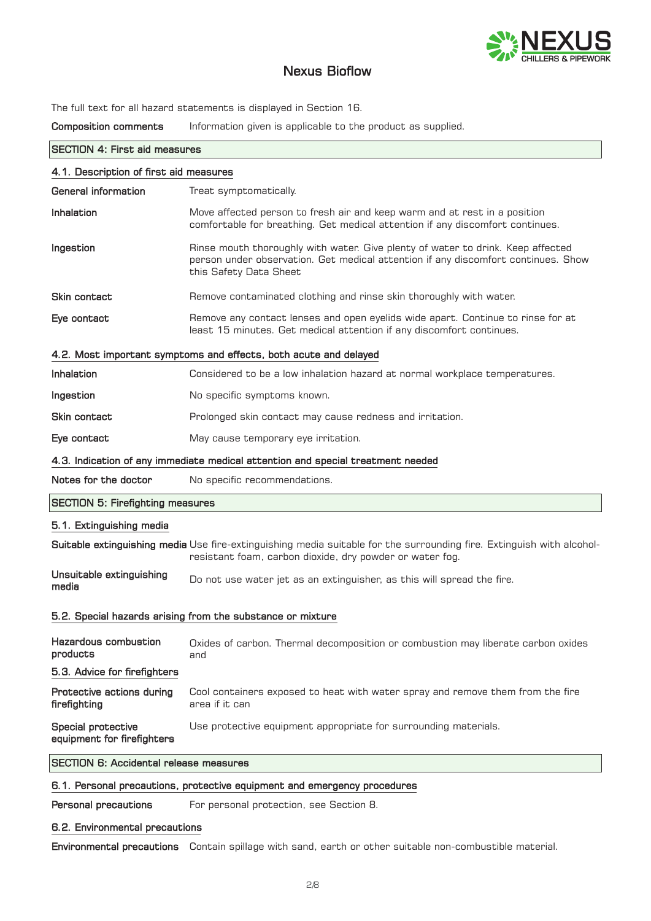The full text for all hazard statements is displayed in Section 16.

**Composition comments** Information given is applicable to the product as supplied.

## SECTION 4: First aid measures

### 4.1. Description of first aid measures

**General information** Treat symptomatically.

**Inhalation** Move affected person to fresh air and keep warm and at rest in a position comfortable for breathing. Get medical attention if any discomfort continues.

**Ingestion** Rinse mouth thoroughly with water. Give plenty of water to drink. Keep affected person under observation. Get medical attention if any discomfort continues. Show this Safety Data Sheet

**Skin contact** Remove contaminated clothing and rinse skin thoroughly with water.

**Eye contact** Remove any contact lenses and open eyelids wide apart. Continue to rinse for at least 15 minutes. Get medical attention if any discomfort continues.

### 4.2. Most important symptoms and effects, both acute and delayed

**Inhalation** Considered to be a low inhalation hazard at normal workplace temperatures.

**Ingestion** No specific symptoms known.

**Skin contact** Prolonged skin contact may cause redness and irritation.

**Eye contact** May cause temporary eye irritation.

### 4.3. Indication of any immediate medical attention and special treatment needed

**Notes for the doctor** No specific recommendations.

## SECTION 5: Firefighting measures

### 5.1. Extinguishing media

**Suitable extinguishing media** Use fire-extinguishing media suitable for the surrounding fire. Extinguish with alcohol-resistant foam, carbon dioxide, dry powder or water fog.

**Unsuitable extinguishing media** Do not use water jet as an extinguisher, as this will spread the fire.

### 5.2. Special hazards arising from the substance or mixture

**Hazardous combustion products** Oxides of carbon. Thermal decomposition or combustion may liberate carbon oxides and

### 5.3. Advice for firefighters

**Protective actions during firefighting** Cool containers exposed to heat with water spray and remove them from the fire area if it can

**Special protective equipment for firefighters** Use protective equipment appropriate for surrounding materials.

## SECTION 6: Accidental release measures

### 6.1. Personal precautions, protective equipment and emergency procedures

**Personal precautions** For personal protection, see Section 8.

### 6.2. Environmental precautions

**Environmental precautions** Contain spillage with sand, earth or other suitable non-combustible material.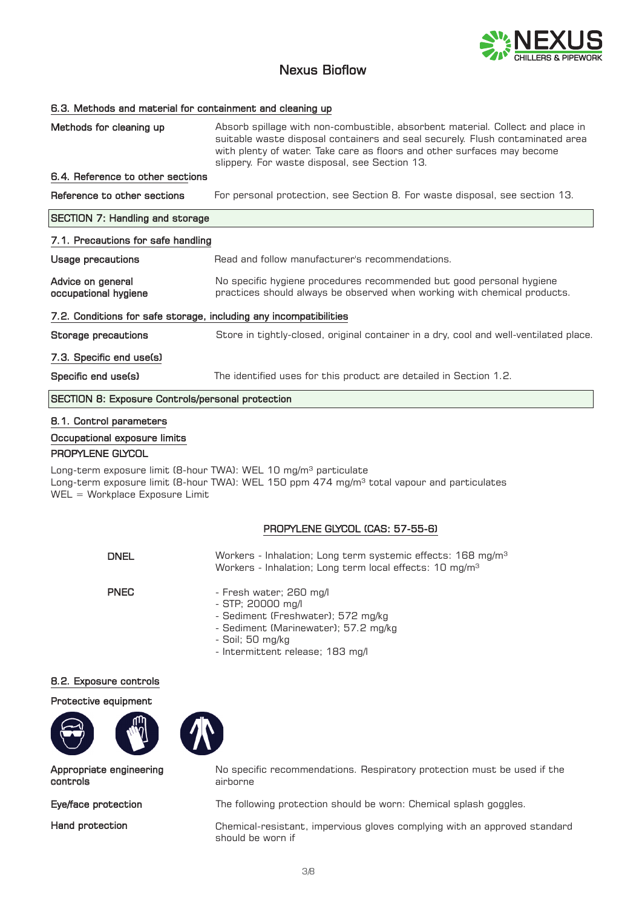#### 6.3. Methods and material for containment and cleaning up

| | |
|---|---|
| **Methods for cleaning up** | Absorb spillage with non-combustible, absorbent material. Collect and place in suitable waste disposal containers and seal securely. Flush contaminated area with plenty of water. Take care as floors and other surfaces may become slippery. For waste disposal, see Section 13. |

#### 6.4. Reference to other sections

| | |
|---|---|
| **Reference to other sections** | For personal protection, see Section 8. For waste disposal, see section 13. |

## SECTION 7: Handling and storage

#### 7.1. Precautions for safe handling

| | |
|---|---|
| **Usage precautions** | Read and follow manufacturer's recommendations. |
| **Advice on general occupational hygiene** | No specific hygiene procedures recommended but good personal hygiene practices should always be observed when working with chemical products. |

#### 7.2. Conditions for safe storage, including any incompatibilities

| | |
|---|---|
| **Storage precautions** | Store in tightly-closed, original container in a dry, cool and well-ventilated place. |

#### 7.3. Specific end use(s)

| | |
|---|---|
| **Specific end use(s)** | The identified uses for this product are detailed in Section 1.2. |

## SECTION 8: Exposure Controls/personal protection

#### 8.1. Control parameters

#### Occupational exposure limits

**PROPYLENE GLYCOL**

Long-term exposure limit (8-hour TWA): WEL 10 mg/m³ particulate
Long-term exposure limit (8-hour TWA): WEL 150 ppm 474 mg/m³ total vapour and particulates
WEL = Workplace Exposure Limit

**PROPYLENE GLYCOL (CAS: 57-55-6)**

| | |
|---|---|
| **DNEL** | Workers - Inhalation; Long term systemic effects: 168 mg/m³<br>Workers - Inhalation; Long term local effects: 10 mg/m³ |
| **PNEC** | - Fresh water; 260 mg/l<br>- STP; 20000 mg/l<br>- Sediment (Freshwater); 572 mg/kg<br>- Sediment (Marinewater); 57.2 mg/kg<br>- Soil; 50 mg/kg<br>- Intermittent release; 183 mg/l |

#### 8.2. Exposure controls

**Protective equipment**

| | |
|---|---|
| **Appropriate engineering controls** | No specific recommendations. Respiratory protection must be used if the airborne |
| **Eye/face protection** | The following protection should be worn: Chemical splash goggles. |
| **Hand protection** | Chemical-resistant, impervious gloves complying with an approved standard should be worn if |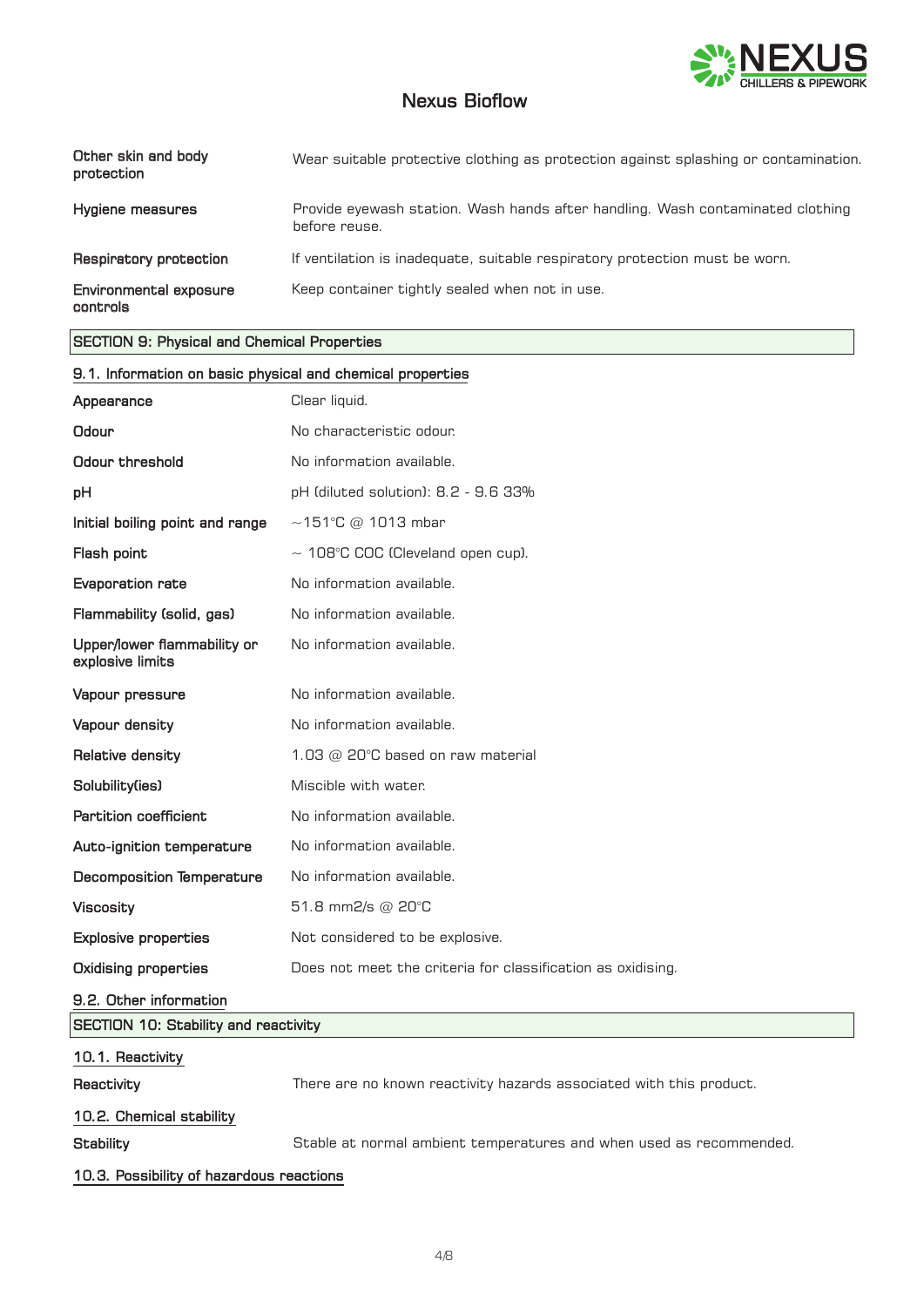| | |
|---|---|
| **Other skin and body protection** | Wear suitable protective clothing as protection against splashing or contamination. |
| **Hygiene measures** | Provide eyewash station. Wash hands after handling. Wash contaminated clothing before reuse. |
| **Respiratory protection** | If ventilation is inadequate, suitable respiratory protection must be worn. |
| **Environmental exposure controls** | Keep container tightly sealed when not in use. |

## SECTION 9: Physical and Chemical Properties

### 9.1. Information on basic physical and chemical properties

| | |
|---|---|
| **Appearance** | Clear liquid. |
| **Odour** | No characteristic odour. |
| **Odour threshold** | No information available. |
| **pH** | pH (diluted solution): 8.2 - 9.6 33% |
| **Initial boiling point and range** | ~151°C @ 1013 mbar |
| **Flash point** | ~ 108°C COC (Cleveland open cup). |
| **Evaporation rate** | No information available. |
| **Flammability (solid, gas)** | No information available. |
| **Upper/lower flammability or explosive limits** | No information available. |
| **Vapour pressure** | No information available. |
| **Vapour density** | No information available. |
| **Relative density** | 1.03 @ 20°C based on raw material |
| **Solubility(ies)** | Miscible with water. |
| **Partition coefficient** | No information available. |
| **Auto-ignition temperature** | No information available. |
| **Decomposition Temperature** | No information available. |
| **Viscosity** | 51.8 mm2/s @ 20°C |
| **Explosive properties** | Not considered to be explosive. |
| **Oxidising properties** | Does not meet the criteria for classification as oxidising. |

### 9.2. Other information

## SECTION 10: Stability and reactivity

### 10.1. Reactivity

| | |
|---|---|
| **Reactivity** | There are no known reactivity hazards associated with this product. |

### 10.2. Chemical stability

| | |
|---|---|
| **Stability** | Stable at normal ambient temperatures and when used as recommended. |

### 10.3. Possibility of hazardous reactions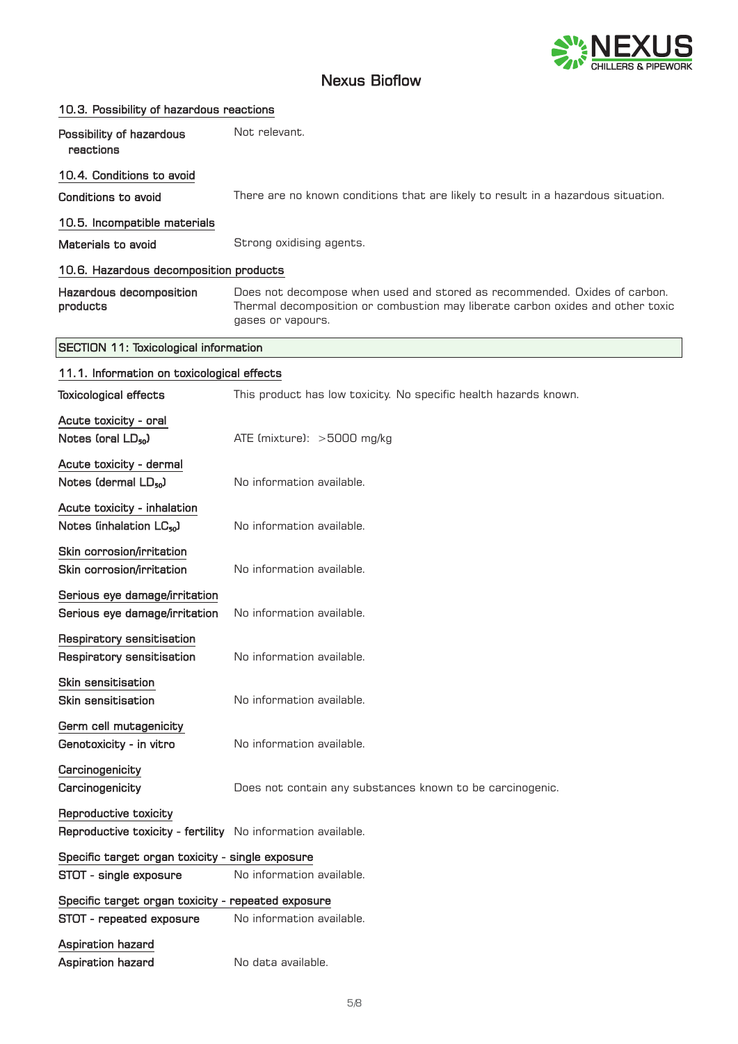### 10.3. Possibility of hazardous reactions

**Possibility of hazardous reactions** Not relevant.

### 10.4. Conditions to avoid

**Conditions to avoid** There are no known conditions that are likely to result in a hazardous situation.

### 10.5. Incompatible materials

**Materials to avoid** Strong oxidising agents.

### 10.6. Hazardous decomposition products

**Hazardous decomposition products** Does not decompose when used and stored as recommended. Oxides of carbon. Thermal decomposition or combustion may liberate carbon oxides and other toxic gases or vapours.

## SECTION 11: Toxicological information

### 11.1. Information on toxicological effects

**Toxicological effects** This product has low toxicity. No specific health hazards known.

**Acute toxicity - oral**

**Notes (oral $LD_{50}$)** ATE (mixture): >5000 mg/kg

**Acute toxicity - dermal**

**Notes (dermal $LD_{50}$)** No information available.

**Acute toxicity - inhalation**

**Notes (inhalation $LC_{50}$)** No information available.

**Skin corrosion/irritation**

**Skin corrosion/irritation** No information available.

**Serious eye damage/irritation**

**Serious eye damage/irritation** No information available.

**Respiratory sensitisation**

**Respiratory sensitisation** No information available.

**Skin sensitisation**

**Skin sensitisation** No information available.

**Germ cell mutagenicity**

**Genotoxicity - in vitro** No information available.

**Carcinogenicity**

**Carcinogenicity** Does not contain any substances known to be carcinogenic.

**Reproductive toxicity**

**Reproductive toxicity - fertility** No information available.

**Specific target organ toxicity - single exposure**

**STOT - single exposure** No information available.

**Specific target organ toxicity - repeated exposure**

**STOT - repeated exposure** No information available.

**Aspiration hazard**

**Aspiration hazard** No data available.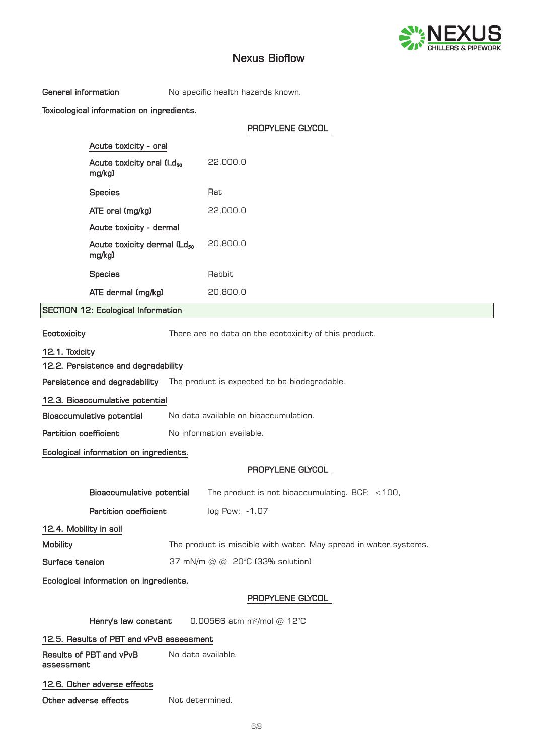**General information** No specific health hazards known.

**Toxicological information on ingredients.**

**PROPYLENE GLYCOL**

| | |
|---|---|
| **Acute toxicity - oral** | |
| Acute toxicity oral ($Ld_{50}$ mg/kg) | 22,000.0 |
| Species | Rat |
| ATE oral (mg/kg) | 22,000.0 |
| **Acute toxicity - dermal** | |
| Acute toxicity dermal ($Ld_{50}$ mg/kg) | 20,800.0 |
| Species | Rabbit |
| ATE dermal (mg/kg) | 20,800.0 |

## SECTION 12: Ecological Information

**Ecotoxicity** There are no data on the ecotoxicity of this product.

### 12.1. Toxicity

### 12.2. Persistence and degradability

**Persistence and degradability** The product is expected to be biodegradable.

### 12.3. Bioaccumulative potential

**Bioaccumulative potential** No data available on bioaccumulation.

**Partition coefficient** No information available.

**Ecological information on ingredients.**

**PROPYLENE GLYCOL**

| | |
|---|---|
| Bioaccumulative potential | The product is not bioaccumulating. BCF: <100, |
| Partition coefficient | log Pow: -1.07 |

### 12.4. Mobility in soil

**Mobility** The product is miscible with water. May spread in water systems.

**Surface tension** 37 mN/m @ @ 20°C (33% solution)

**Ecological information on ingredients.**

**PROPYLENE GLYCOL**

**Henry's law constant** 0.00566 atm $m^3$/mol @ 12°C

### 12.5. Results of PBT and vPvB assessment

**Results of PBT and vPvB assessment** No data available.

### 12.6. Other adverse effects

**Other adverse effects** Not determined.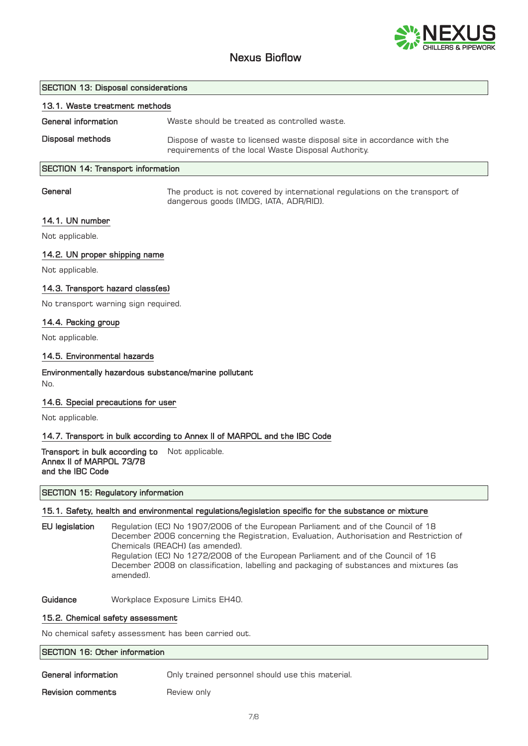## SECTION 13: Disposal considerations

### 13.1. Waste treatment methods

**General information** Waste should be treated as controlled waste.

**Disposal methods** Dispose of waste to licensed waste disposal site in accordance with the requirements of the local Waste Disposal Authority.

## SECTION 14: Transport information

**General** The product is not covered by international regulations on the transport of dangerous goods (IMDG, IATA, ADR/RID).

### 14.1. UN number

Not applicable.

### 14.2. UN proper shipping name

Not applicable.

### 14.3. Transport hazard class(es)

No transport warning sign required.

### 14.4. Packing group

Not applicable.

### 14.5. Environmental hazards

**Environmentally hazardous substance/marine pollutant**

No.

### 14.6. Special precautions for user

Not applicable.

### 14.7. Transport in bulk according to Annex II of MARPOL and the IBC Code

**Transport in bulk according to Annex II of MARPOL 73/78 and the IBC Code** Not applicable.

## SECTION 15: Regulatory information

### 15.1. Safety, health and environmental regulations/legislation specific for the substance or mixture

**EU legislation** Regulation (EC) No 1907/2006 of the European Parliament and of the Council of 18 December 2006 concerning the Registration, Evaluation, Authorisation and Restriction of Chemicals (REACH) (as amended).
Regulation (EC) No 1272/2008 of the European Parliament and of the Council of 16 December 2008 on classification, labelling and packaging of substances and mixtures (as amended).

**Guidance** Workplace Exposure Limits EH40.

### 15.2. Chemical safety assessment

No chemical safety assessment has been carried out.

## SECTION 16: Other information

**General information** Only trained personnel should use this material.

**Revision comments** Review only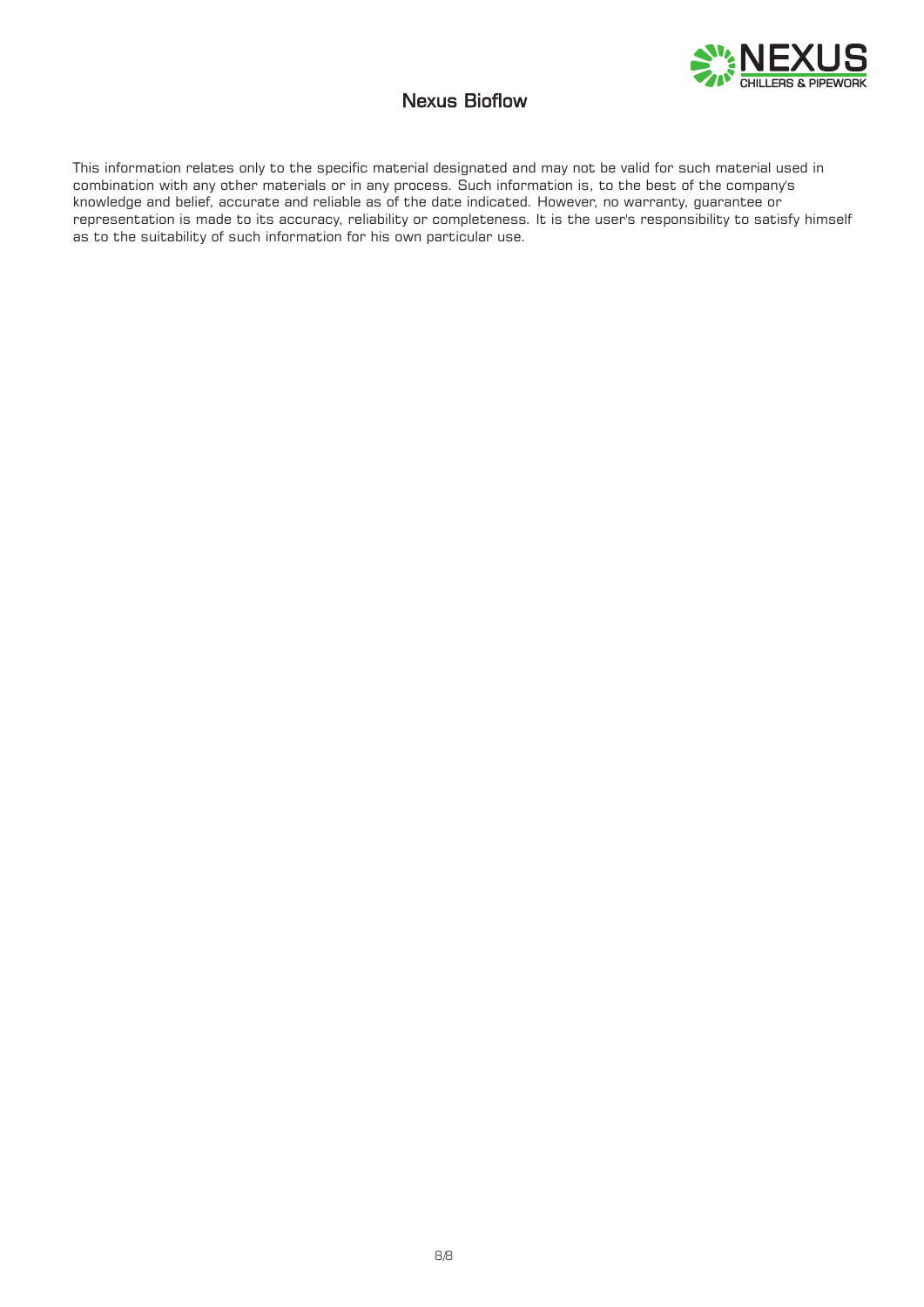This information relates only to the specific material designated and may not be valid for such material used in combination with any other materials or in any process. Such information is, to the best of the company's knowledge and belief, accurate and reliable as of the date indicated. However, no warranty, guarantee or representation is made to its accuracy, reliability or completeness. It is the user's responsibility to satisfy himself as to the suitability of such information for his own particular use.